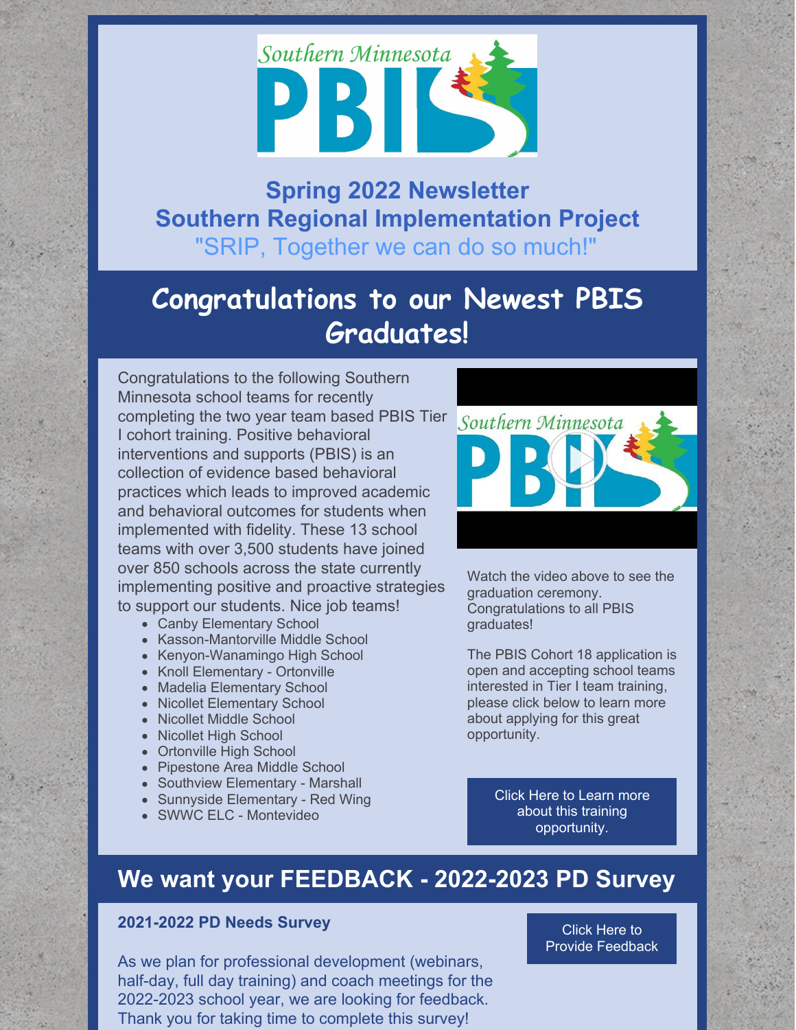# Spring 2022 Newsletter
## Southern Regional Implementation Project
"SRIP, Together we can do so much!"

## Congratulations to our Newest PBIS Graduates!

Congratulations to the following Southern Minnesota school teams for recently completing the two year team based PBIS Tier I cohort training. Positive behavioral interventions and supports (PBIS) is an collection of evidence based behavioral practices which leads to improved academic and behavioral outcomes for students when implemented with fidelity. These 13 school teams with over 3,500 students have joined over 850 schools across the state currently implementing positive and proactive strategies to support our students. Nice job teams!

- Canby Elementary School
- Kasson-Mantorville Middle School
- Kenyon-Wanamingo High School
- Knoll Elementary - Ortonville
- Madelia Elementary School
- Nicollet Elementary School
- Nicollet Middle School
- Nicollet High School
- Ortonville High School
- Pipestone Area Middle School
- Southview Elementary - Marshall
- Sunnyside Elementary - Red Wing
- SWWC ELC - Montevideo

Watch the video above to see the graduation ceremony. Congratulations to all PBIS graduates!

The PBIS Cohort 18 application is open and accepting school teams interested in Tier I team training, please click below to learn more about applying for this great opportunity.

Click Here to Learn more about this training opportunity.

## We want your FEEDBACK - 2022-2023 PD Survey

**2021-2022 PD Needs Survey**

As we plan for professional development (webinars, half-day, full day training) and coach meetings for the 2022-2023 school year, we are looking for feedback. Thank you for taking time to complete this survey!

Click Here to Provide Feedback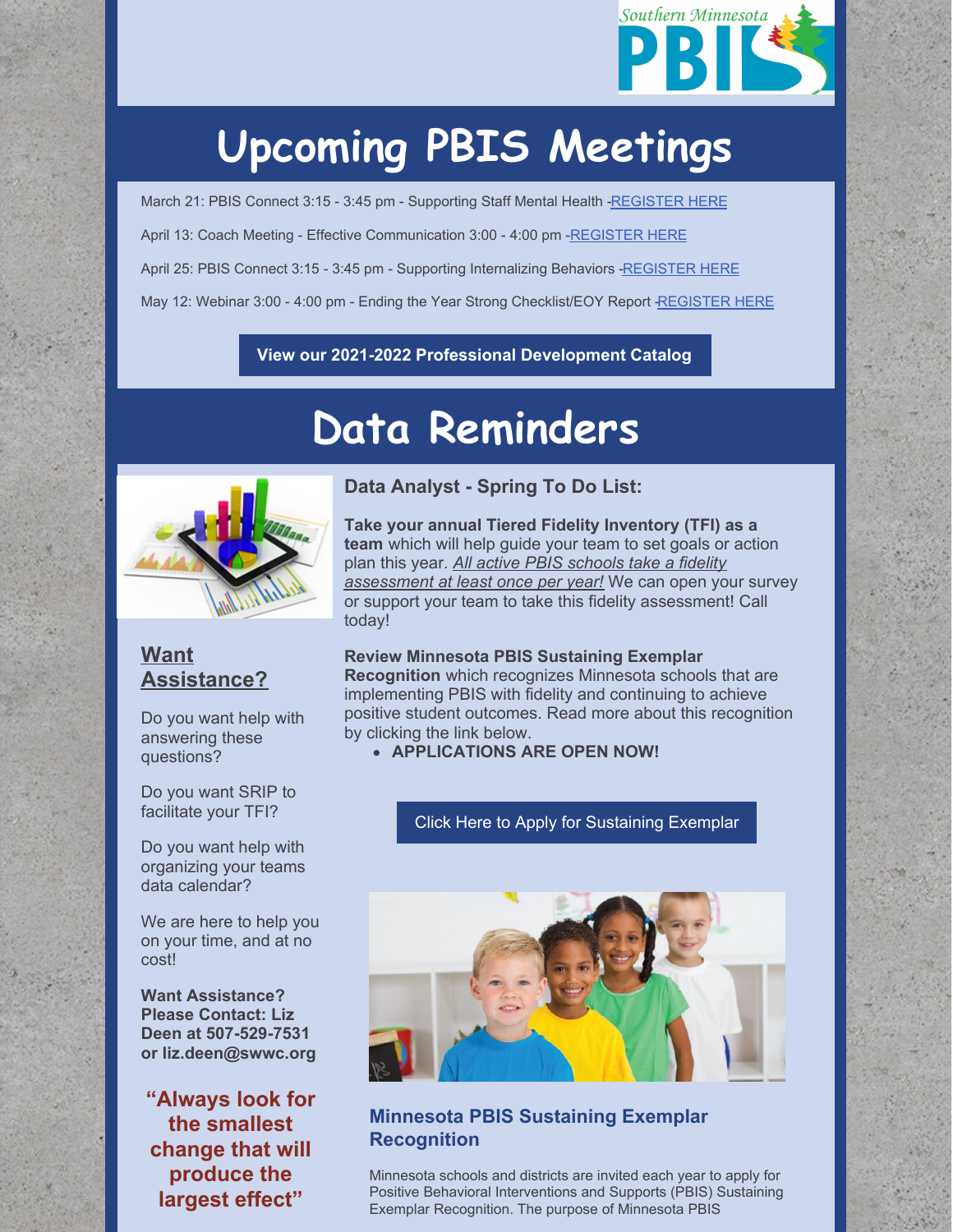# Upcoming PBIS Meetings

March 21: PBIS Connect 3:15 - 3:45 pm - Supporting Staff Mental Health -REGISTER HERE

April 13: Coach Meeting - Effective Communication 3:00 - 4:00 pm -REGISTER HERE

April 25: PBIS Connect 3:15 - 3:45 pm - Supporting Internalizing Behaviors -REGISTER HERE

May 12: Webinar 3:00 - 4:00 pm - Ending the Year Strong Checklist/EOY Report -REGISTER HERE

**View our 2021-2022 Professional Development Catalog**

# Data Reminders

### Data Analyst - Spring To Do List:

**Take your annual Tiered Fidelity Inventory (TFI) as a team** which will help guide your team to set goals or action plan this year. *All active PBIS schools take a fidelity assessment at least once per year!* We can open your survey or support your team to take this fidelity assessment! Call today!

**Review Minnesota PBIS Sustaining Exemplar Recognition** which recognizes Minnesota schools that are implementing PBIS with fidelity and continuing to achieve positive student outcomes. Read more about this recognition by clicking the link below.

- **APPLICATIONS ARE OPEN NOW!**

Click Here to Apply for Sustaining Exemplar

### Want Assistance?

Do you want help with answering these questions?

Do you want SRIP to facilitate your TFI?

Do you want help with organizing your teams data calendar?

We are here to help you on your time, and at no cost!

**Want Assistance? Please Contact: Liz Deen at 507-529-7531 or liz.deen@swwc.org**

**"Always look for the smallest change that will produce the largest effect"**

### Minnesota PBIS Sustaining Exemplar Recognition

Minnesota schools and districts are invited each year to apply for Positive Behavioral Interventions and Supports (PBIS) Sustaining Exemplar Recognition. The purpose of Minnesota PBIS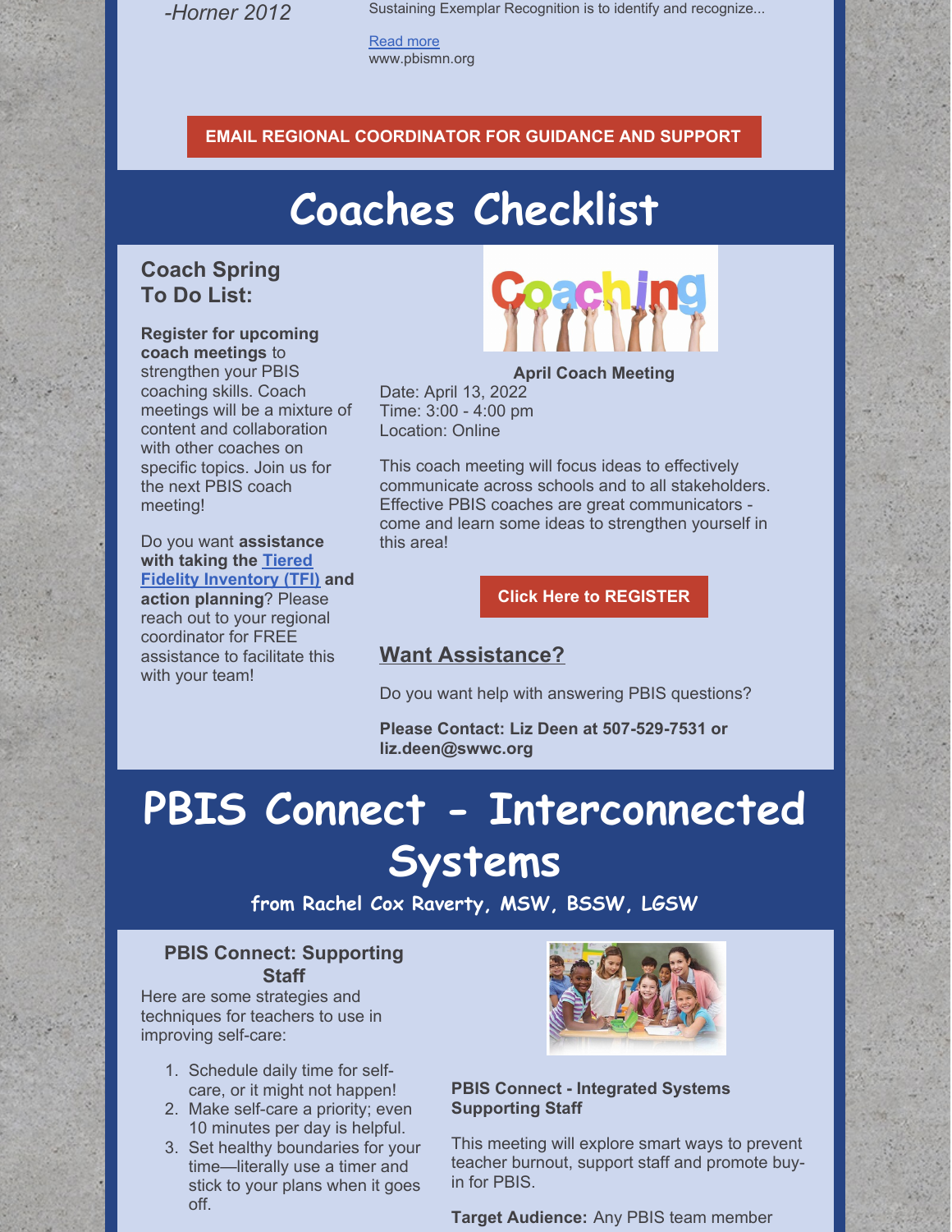*-Horner 2012*

Sustaining Exemplar Recognition is to identify and recognize...

Read more
www.pbismn.org

**EMAIL REGIONAL COORDINATOR FOR GUIDANCE AND SUPPORT**

# Coaches Checklist

### Coach Spring To Do List:

**Register for upcoming coach meetings** to strengthen your PBIS coaching skills. Coach meetings will be a mixture of content and collaboration with other coaches on specific topics. Join us for the next PBIS coach meeting!

Do you want **assistance with taking the Tiered Fidelity Inventory (TFI) and action planning**? Please reach out to your regional coordinator for FREE assistance to facilitate this with your team!

**April Coach Meeting**
Date: April 13, 2022
Time: 3:00 - 4:00 pm
Location: Online

This coach meeting will focus ideas to effectively communicate across schools and to all stakeholders. Effective PBIS coaches are great communicators - come and learn some ideas to strengthen yourself in this area!

**Click Here to REGISTER**

## Want Assistance?

Do you want help with answering PBIS questions?

**Please Contact: Liz Deen at 507-529-7531 or liz.deen@swwc.org**

# PBIS Connect - Interconnected Systems

**from Rachel Cox Raverty, MSW, BSSW, LGSW**

### PBIS Connect: Supporting Staff

Here are some strategies and techniques for teachers to use in improving self-care:

1. Schedule daily time for self-care, or it might not happen!
2. Make self-care a priority; even 10 minutes per day is helpful.
3. Set healthy boundaries for your time—literally use a timer and stick to your plans when it goes off.

**PBIS Connect - Integrated Systems Supporting Staff**

This meeting will explore smart ways to prevent teacher burnout, support staff and promote buy-in for PBIS.

**Target Audience:** Any PBIS team member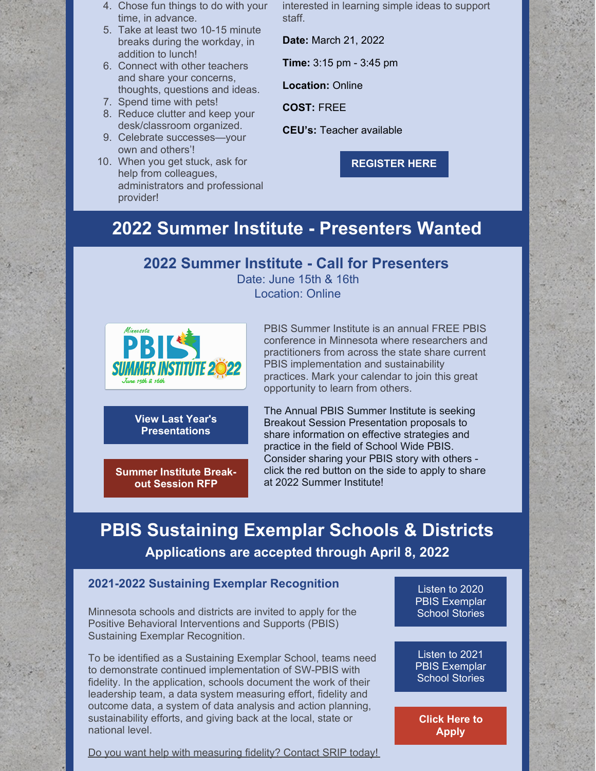4. Chose fun things to do with your time, in advance.
5. Take at least two 10-15 minute breaks during the workday, in addition to lunch!
6. Connect with other teachers and share your concerns, thoughts, questions and ideas.
7. Spend time with pets!
8. Reduce clutter and keep your desk/classroom organized.
9. Celebrate successes—your own and others'!
10. When you get stuck, ask for help from colleagues, administrators and professional provider!

interested in learning simple ideas to support staff.

**Date:** March 21, 2022

**Time:** 3:15 pm - 3:45 pm

**Location:** Online

**COST:** FREE

**CEU's:** Teacher available

**REGISTER HERE**

# 2022 Summer Institute - Presenters Wanted

## 2022 Summer Institute - Call for Presenters

Date: June 15th & 16th
Location: Online

PBIS Summer Institute is an annual FREE PBIS conference in Minnesota where researchers and practitioners from across the state share current PBIS implementation and sustainability practices. Mark your calendar to join this great opportunity to learn from others.

The Annual PBIS Summer Institute is seeking Breakout Session Presentation proposals to share information on effective strategies and practice in the field of School Wide PBIS. Consider sharing your PBIS story with others - click the red button on the side to apply to share at 2022 Summer Institute!

**View Last Year's Presentations**

**Summer Institute Break-out Session RFP**

# PBIS Sustaining Exemplar Schools & Districts

**Applications are accepted through April 8, 2022**

### 2021-2022 Sustaining Exemplar Recognition

Minnesota schools and districts are invited to apply for the Positive Behavioral Interventions and Supports (PBIS) Sustaining Exemplar Recognition.

To be identified as a Sustaining Exemplar School, teams need to demonstrate continued implementation of SW-PBIS with fidelity. In the application, schools document the work of their leadership team, a data system measuring effort, fidelity and outcome data, a system of data analysis and action planning, sustainability efforts, and giving back at the local, state or national level.

Do you want help with measuring fidelity? Contact SRIP today!

Listen to 2020 PBIS Exemplar School Stories

Listen to 2021 PBIS Exemplar School Stories

**Click Here to Apply**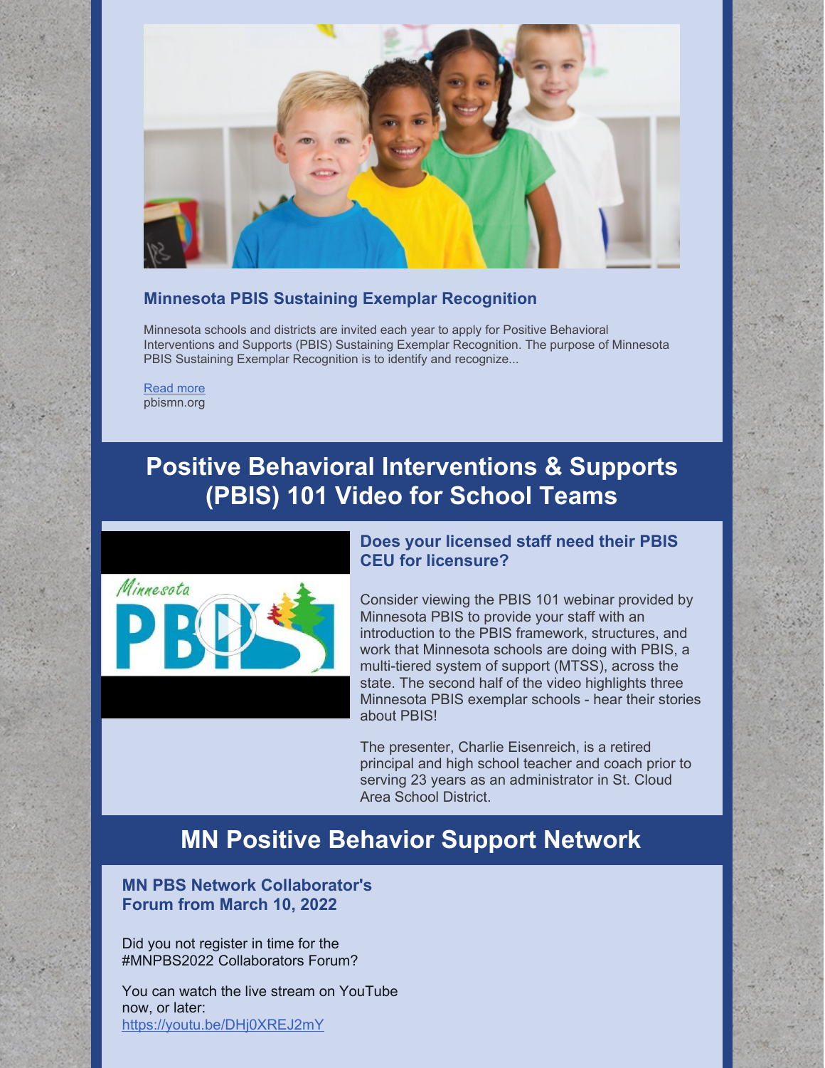### Minnesota PBIS Sustaining Exemplar Recognition

Minnesota schools and districts are invited each year to apply for Positive Behavioral Interventions and Supports (PBIS) Sustaining Exemplar Recognition. The purpose of Minnesota PBIS Sustaining Exemplar Recognition is to identify and recognize...

Read more
pbismn.org

## Positive Behavioral Interventions & Supports (PBIS) 101 Video for School Teams

### Does your licensed staff need their PBIS CEU for licensure?

Consider viewing the PBIS 101 webinar provided by Minnesota PBIS to provide your staff with an introduction to the PBIS framework, structures, and work that Minnesota schools are doing with PBIS, a multi-tiered system of support (MTSS), across the state. The second half of the video highlights three Minnesota PBIS exemplar schools - hear their stories about PBIS!

The presenter, Charlie Eisenreich, is a retired principal and high school teacher and coach prior to serving 23 years as an administrator in St. Cloud Area School District.

## MN Positive Behavior Support Network

### MN PBS Network Collaborator's Forum from March 10, 2022

Did you not register in time for the #MNPBS2022 Collaborators Forum?

You can watch the live stream on YouTube now, or later:
https://youtu.be/DHj0XREJ2mY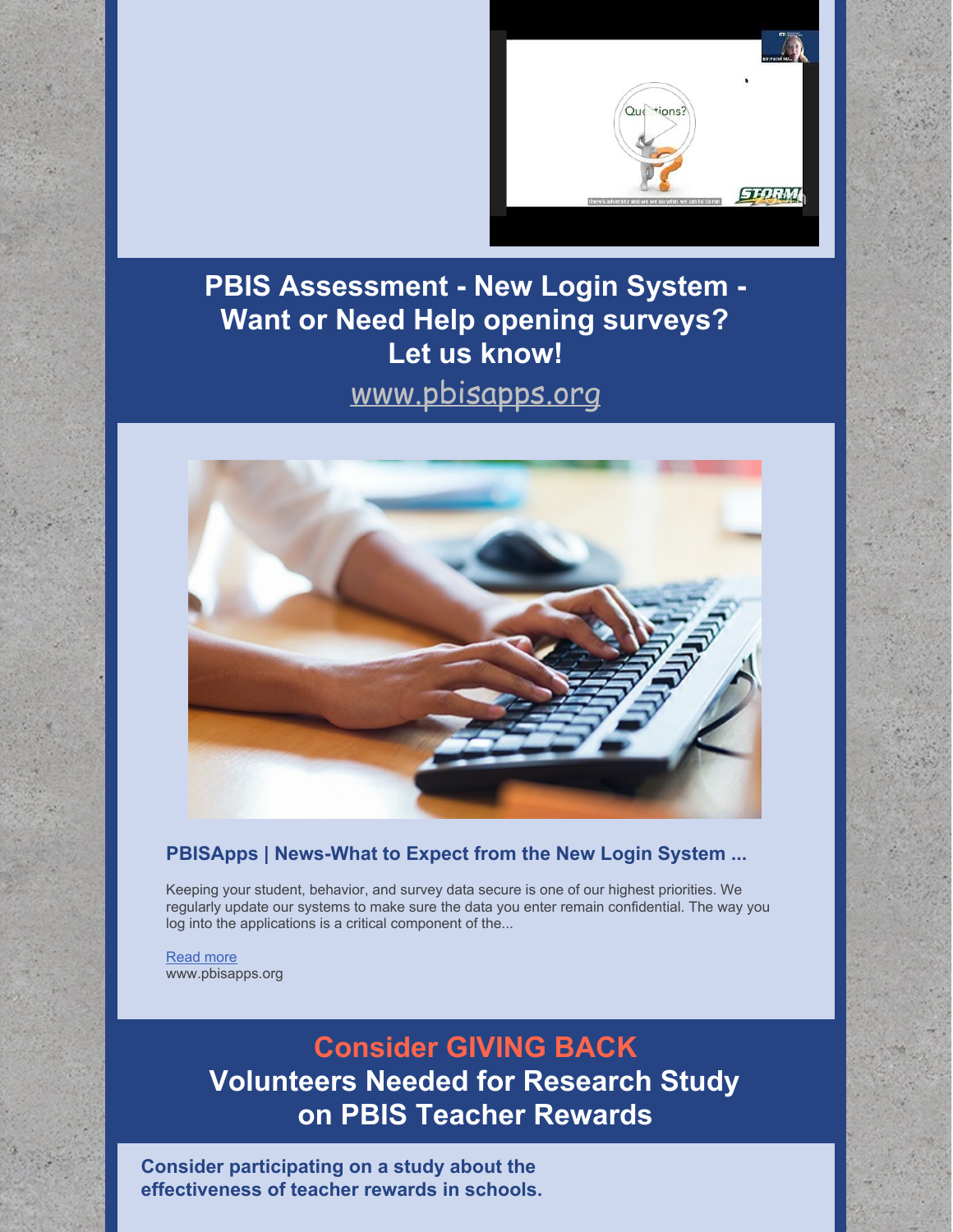## PBIS Assessment - New Login System - Want or Need Help opening surveys? Let us know!

[www.pbisapps.org](www.pbisapps.org)

### PBISApps | News-What to Expect from the New Login System ...

Keeping your student, behavior, and survey data secure is one of our highest priorities. We regularly update our systems to make sure the data you enter remain confidential. The way you log into the applications is a critical component of the...

Read more
www.pbisapps.org

## Consider GIVING BACK
## Volunteers Needed for Research Study on PBIS Teacher Rewards

**Consider participating on a study about the effectiveness of teacher rewards in schools.**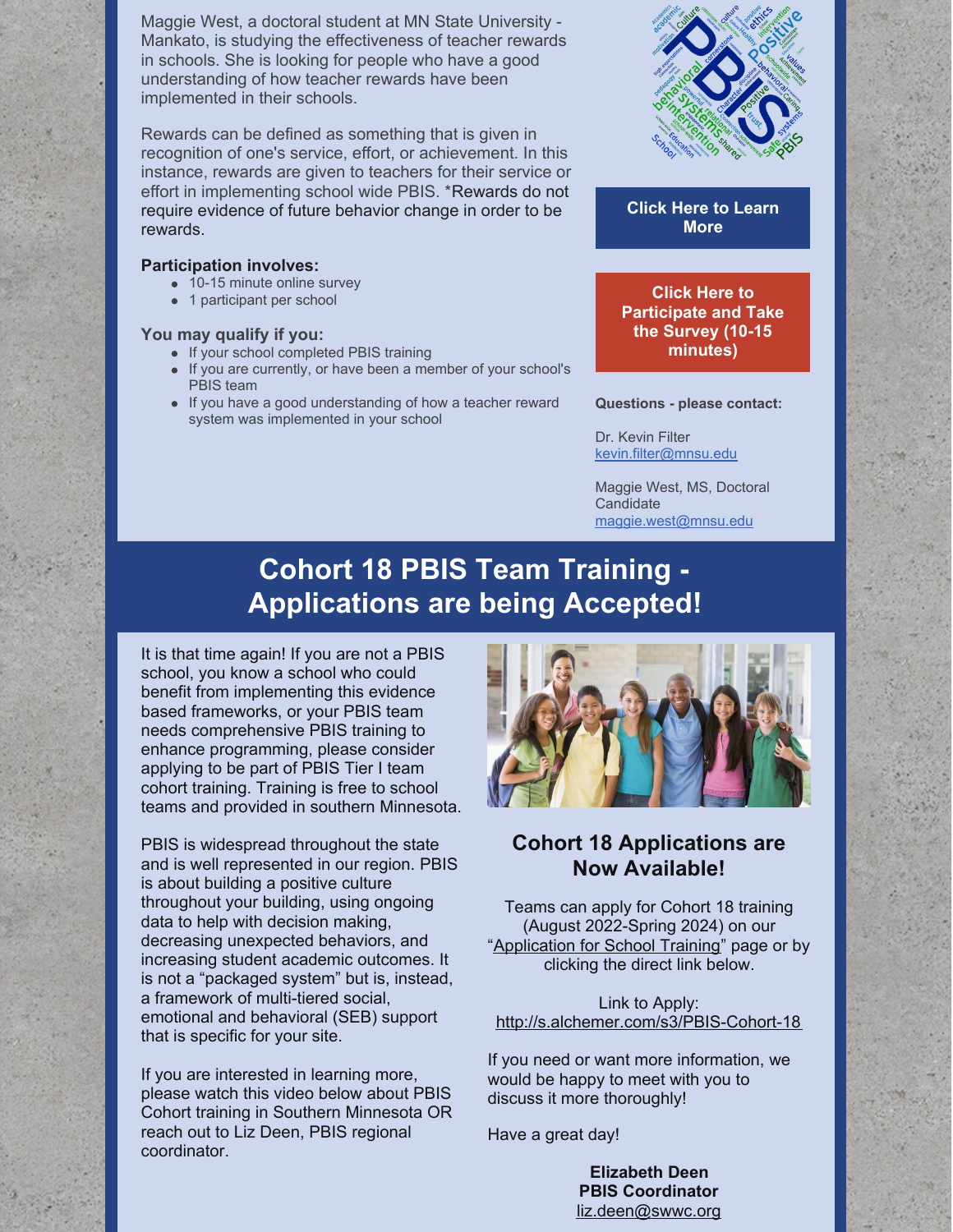Maggie West, a doctoral student at MN State University - Mankato, is studying the effectiveness of teacher rewards in schools. She is looking for people who have a good understanding of how teacher rewards have been implemented in their schools.

Rewards can be defined as something that is given in recognition of one's service, effort, or achievement. In this instance, rewards are given to teachers for their service or effort in implementing school wide PBIS. *Rewards do not require evidence of future behavior change in order to be rewards.

**Participation involves:**

- 10-15 minute online survey
- 1 participant per school

**You may qualify if you:**

- If your school completed PBIS training
- If you are currently, or have been a member of your school's PBIS team
- If you have a good understanding of how a teacher reward system was implemented in your school

**Click Here to Learn More**

**Click Here to Participate and Take the Survey (10-15 minutes)**

**Questions - please contact:**

Dr. Kevin Filter
kevin.filter@mnsu.edu

Maggie West, MS, Doctoral Candidate
maggie.west@mnsu.edu

# Cohort 18 PBIS Team Training - Applications are being Accepted!

It is that time again! If you are not a PBIS school, you know a school who could benefit from implementing this evidence based frameworks, or your PBIS team needs comprehensive PBIS training to enhance programming, please consider applying to be part of PBIS Tier I team cohort training. Training is free to school teams and provided in southern Minnesota.

PBIS is widespread throughout the state and is well represented in our region. PBIS is about building a positive culture throughout your building, using ongoing data to help with decision making, decreasing unexpected behaviors, and increasing student academic outcomes. It is not a "packaged system" but is, instead, a framework of multi-tiered social, emotional and behavioral (SEB) support that is specific for your site.

If you are interested in learning more, please watch this video below about PBIS Cohort training in Southern Minnesota OR reach out to Liz Deen, PBIS regional coordinator.

## Cohort 18 Applications are Now Available!

Teams can apply for Cohort 18 training (August 2022-Spring 2024) on our "Application for School Training" page or by clicking the direct link below.

Link to Apply:
http://s.alchemer.com/s3/PBIS-Cohort-18

If you need or want more information, we would be happy to meet with you to discuss it more thoroughly!

Have a great day!

**Elizabeth Deen**
**PBIS Coordinator**
liz.deen@swwc.org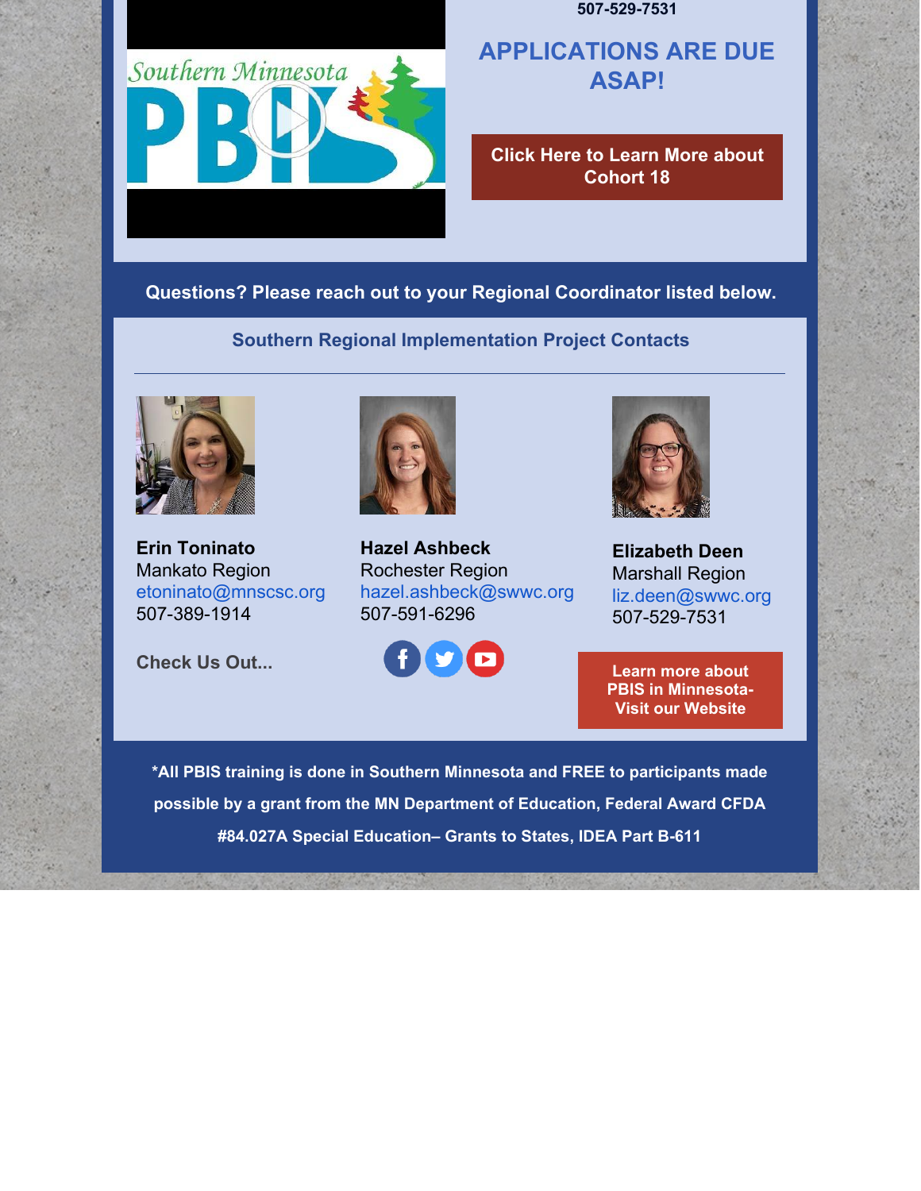507-529-7531

## APPLICATIONS ARE DUE ASAP!

**Click Here to Learn More about Cohort 18**

**Questions? Please reach out to your Regional Coordinator listed below.**

### Southern Regional Implementation Project Contacts

**Erin Toninato**
Mankato Region
etoninato@mnscsc.org
507-389-1914

**Hazel Ashbeck**
Rochester Region
hazel.ashbeck@swwc.org
507-591-6296

**Elizabeth Deen**
Marshall Region
liz.deen@swwc.org
507-529-7531

**Check Us Out...**

**Learn more about PBIS in Minnesota- Visit our Website**

***All PBIS training is done in Southern Minnesota and FREE to participants made possible by a grant from the MN Department of Education, Federal Award CFDA #84.027A Special Education– Grants to States, IDEA Part B-611**